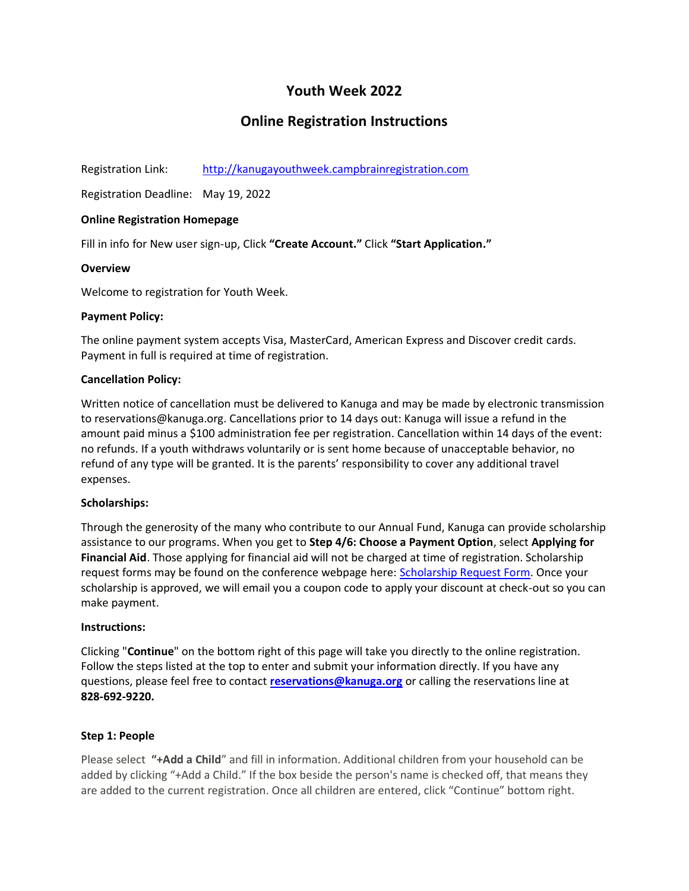# Youth Week 2022

## Online Registration Instructions

Registration Link: [http://kanugayouthweek.campbrainregistration.com](http://kanugayouthweek.campbrainregistration.com)

Registration Deadline: May 19, 2022

**Online Registration Homepage**

Fill in info for New user sign-up, Click **"Create Account."** Click **"Start Application."**

**Overview**

Welcome to registration for Youth Week.

**Payment Policy:**

The online payment system accepts Visa, MasterCard, American Express and Discover credit cards. Payment in full is required at time of registration.

**Cancellation Policy:**

Written notice of cancellation must be delivered to Kanuga and may be made by electronic transmission to reservations@kanuga.org. Cancellations prior to 14 days out: Kanuga will issue a refund in the amount paid minus a $100 administration fee per registration. Cancellation within 14 days of the event: no refunds. If a youth withdraws voluntarily or is sent home because of unacceptable behavior, no refund of any type will be granted. It is the parents' responsibility to cover any additional travel expenses.

**Scholarships:**

Through the generosity of the many who contribute to our Annual Fund, Kanuga can provide scholarship assistance to our programs. When you get to **Step 4/6: Choose a Payment Option**, select **Applying for Financial Aid**. Those applying for financial aid will not be charged at time of registration. Scholarship request forms may be found on the conference webpage here: Scholarship Request Form. Once your scholarship is approved, we will email you a coupon code to apply your discount at check-out so you can make payment.

**Instructions:**

Clicking "**Continue**" on the bottom right of this page will take you directly to the online registration. Follow the steps listed at the top to enter and submit your information directly. If you have any questions, please feel free to contact **reservations@kanuga.org** or calling the reservations line at **828-692-9220.**

**Step 1: People**

Please select **"+Add a Child"** and fill in information. Additional children from your household can be added by clicking "+Add a Child." If the box beside the person's name is checked off, that means they are added to the current registration. Once all children are entered, click "Continue" bottom right.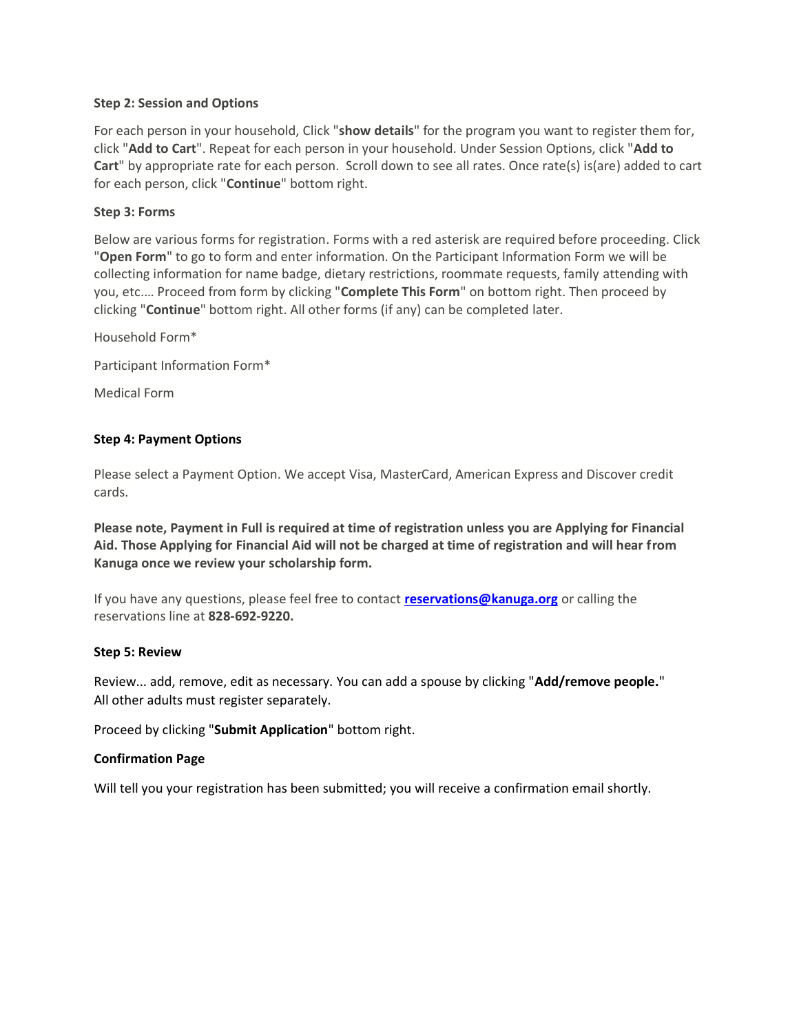**Step 2: Session and Options**

For each person in your household, Click "**show details**" for the program you want to register them for, click "**Add to Cart**". Repeat for each person in your household. Under Session Options, click "**Add to Cart**" by appropriate rate for each person. Scroll down to see all rates. Once rate(s) is(are) added to cart for each person, click "**Continue**" bottom right.

**Step 3: Forms**

Below are various forms for registration. Forms with a red asterisk are required before proceeding. Click "**Open Form**" to go to form and enter information. On the Participant Information Form we will be collecting information for name badge, dietary restrictions, roommate requests, family attending with you, etc.… Proceed from form by clicking "**Complete This Form**" on bottom right. Then proceed by clicking "**Continue**" bottom right. All other forms (if any) can be completed later.

Household Form*

Participant Information Form*

Medical Form

**Step 4: Payment Options**

Please select a Payment Option. We accept Visa, MasterCard, American Express and Discover credit cards.

**Please note, Payment in Full is required at time of registration unless you are Applying for Financial Aid. Those Applying for Financial Aid will not be charged at time of registration and will hear from Kanuga once we review your scholarship form.**

If you have any questions, please feel free to contact **reservations@kanuga.org** or calling the reservations line at **828-692-9220.**

**Step 5: Review**

Review... add, remove, edit as necessary. You can add a spouse by clicking "**Add/remove people.**" All other adults must register separately.

Proceed by clicking "**Submit Application**" bottom right.

**Confirmation Page**

Will tell you your registration has been submitted; you will receive a confirmation email shortly.